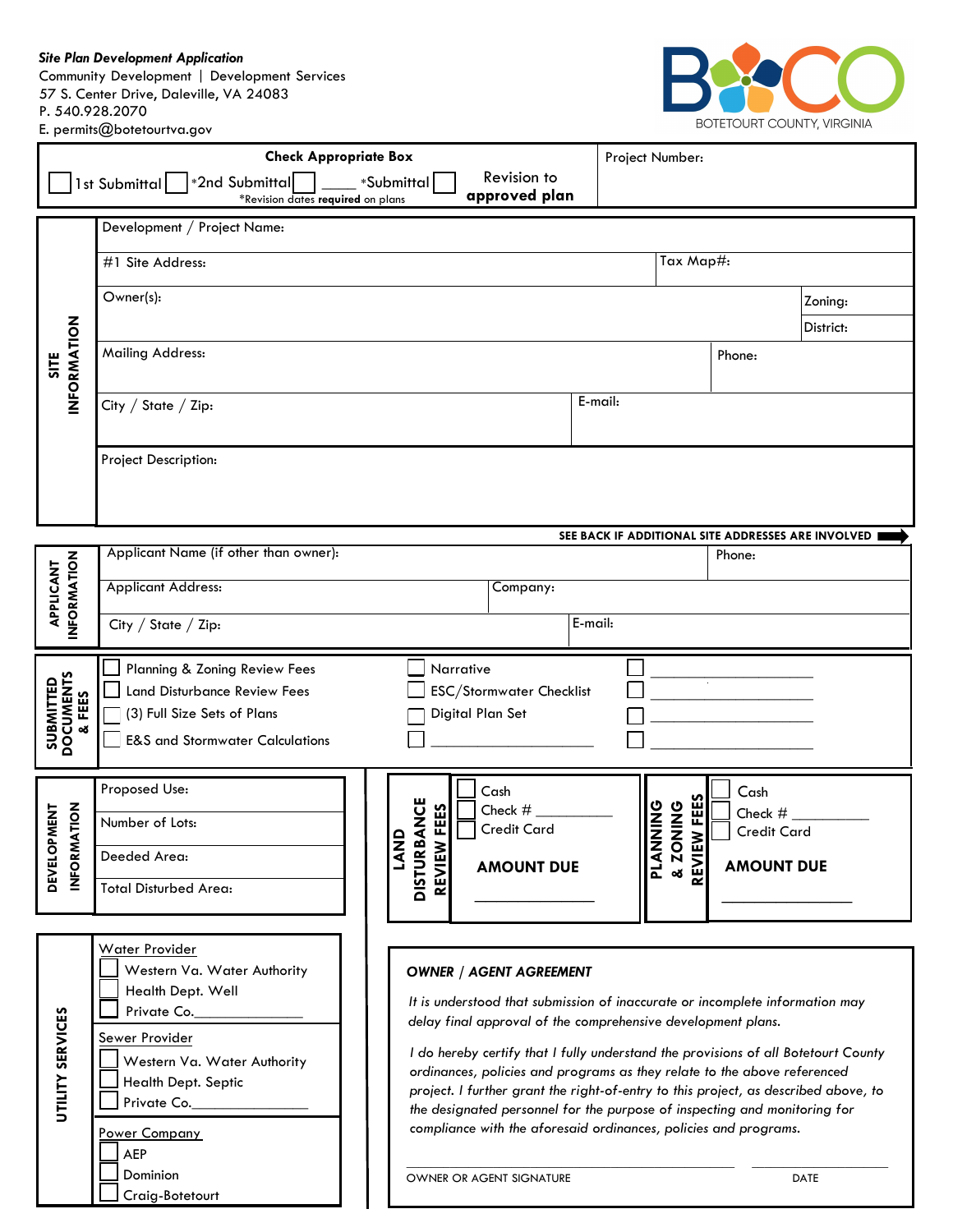***Site Plan Development Application***
Community Development | Development Services
57 S. Center Drive, Daleville, VA 24083
P. 540.928.2070
E. permits@botetourtva.gov

BOTETOURT COUNTY, VIRGINIA

**Check Appropriate Box**

☐ 1st Submittal ☐ *2nd Submittal ☐ ____ *Submittal ☐ Revision to **approved plan**

*Revision dates **required** on plans

Project Number:

## SITE INFORMATION

Development / Project Name:

#1 Site Address: | Tax Map#:

Owner(s): | Zoning: | District:

Mailing Address: | Phone:

City / State / Zip: | E-mail:

Project Description:

**SEE BACK IF ADDITIONAL SITE ADDRESSES ARE INVOLVED** ➡

## APPLICANT INFORMATION

Applicant Name (if other than owner): | Phone:

Applicant Address: | Company:

City / State / Zip: | E-mail:

## SUBMITTED DOCUMENTS & FEES

- ☐ Planning & Zoning Review Fees
- ☐ Land Disturbance Review Fees
- ☐ (3) Full Size Sets of Plans
- ☐ E&S and Stormwater Calculations
- ☐ Narrative
- ☐ ESC/Stormwater Checklist
- ☐ Digital Plan Set
- ☐ ____________________
- ☐ ____________________
- ☐ ____________________
- ☐ ____________________
- ☐ ____________________

## DEVELOPMENT INFORMATION

Proposed Use:

Number of Lots:

Deeded Area:

Total Disturbed Area:

## LAND DISTURBANCE REVIEW FEES

- ☐ Cash
- ☐ Check # __________
- ☐ Credit Card

**AMOUNT DUE** ______________

## PLANNING & ZONING REVIEW FEES

- ☐ Cash
- ☐ Check # __________
- ☐ Credit Card

**AMOUNT DUE** ______________

## UTILITY SERVICES

Water Provider
- ☐ Western Va. Water Authority
- ☐ Health Dept. Well
- ☐ Private Co.____________

Sewer Provider
- ☐ Western Va. Water Authority
- ☐ Health Dept. Septic
- ☐ Private Co.____________

Power Company
- ☐ AEP
- ☐ Dominion
- ☐ Craig-Botetourt

## *OWNER / AGENT AGREEMENT*

*It is understood that submission of inaccurate or incomplete information may delay final approval of the comprehensive development plans.*

*I do hereby certify that I fully understand the provisions of all Botetourt County ordinances, policies and programs as they relate to the above referenced project. I further grant the right-of-entry to this project, as described above, to the designated personnel for the purpose of inspecting and monitoring for compliance with the aforesaid ordinances, policies and programs.*

______________________________ ______________

OWNER OR AGENT SIGNATURE DATE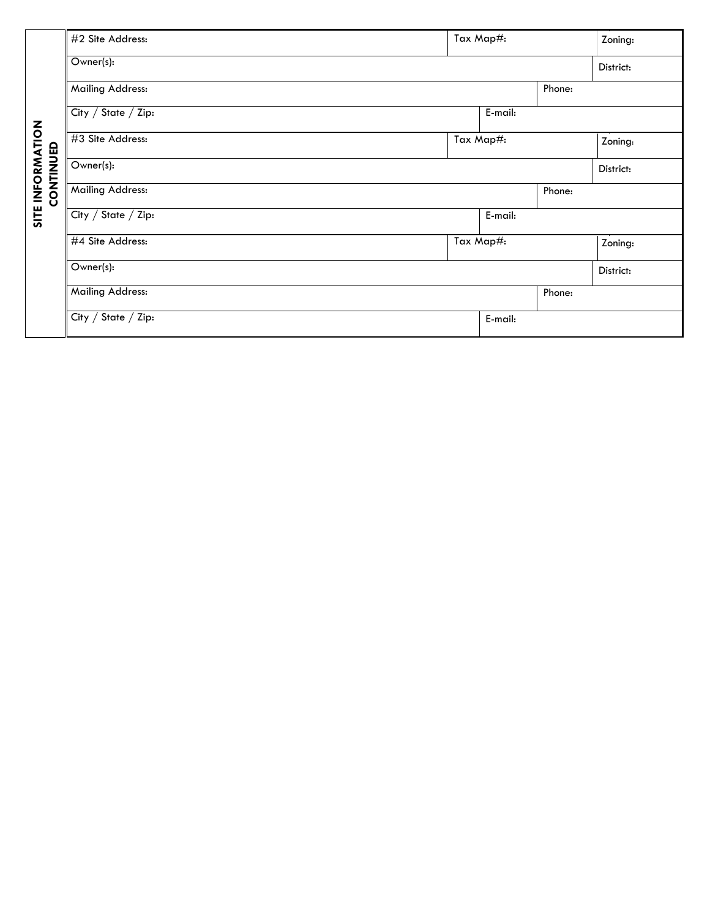**SITE INFORMATION CONTINUED**

| | | |
|---|---|---|
| #2 Site Address: | Tax Map#: | Zoning: |
| Owner(s): | | District: |
| Mailing Address: | | Phone: |
| City / State / Zip: | E-mail: | |
| #3 Site Address: | Tax Map#: | Zoning: |
| Owner(s): | | District: |
| Mailing Address: | | Phone: |
| City / State / Zip: | E-mail: | |
| #4 Site Address: | Tax Map#: | Zoning: |
| Owner(s): | | District: |
| Mailing Address: | | Phone: |
| City / State / Zip: | E-mail: | |